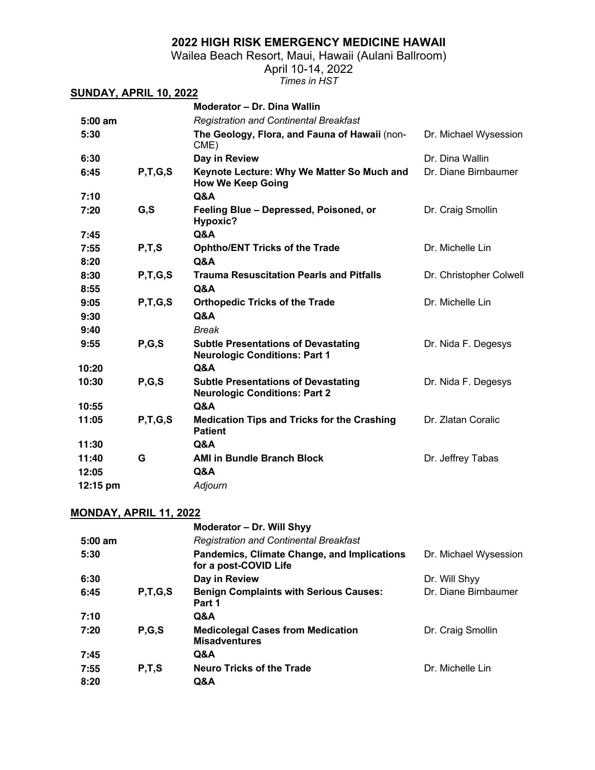# 2022 HIGH RISK EMERGENCY MEDICINE HAWAII

Wailea Beach Resort, Maui, Hawaii (Aulani Ballroom)

April 10-14, 2022

*Times in HST*

## SUNDAY, APRIL 10, 2022

| | | | |
|---|---|---|---|
| | | **Moderator – Dr. Dina Wallin** | |
| **5:00 am** | | *Registration and Continental Breakfast* | |
| **5:30** | | **The Geology, Flora, and Fauna of Hawaii** (non-CME) | Dr. Michael Wysession |
| **6:30** | | **Day in Review** | Dr. Dina Wallin |
| **6:45** | **P,T,G,S** | **Keynote Lecture: Why We Matter So Much and How We Keep Going** | Dr. Diane Birnbaumer |
| **7:10** | | **Q&A** | |
| **7:20** | **G,S** | **Feeling Blue – Depressed, Poisoned, or Hypoxic?** | Dr. Craig Smollin |
| **7:45** | | **Q&A** | |
| **7:55** | **P,T,S** | **Ophtho/ENT Tricks of the Trade** | Dr. Michelle Lin |
| **8:20** | | **Q&A** | |
| **8:30** | **P,T,G,S** | **Trauma Resuscitation Pearls and Pitfalls** | Dr. Christopher Colwell |
| **8:55** | | **Q&A** | |
| **9:05** | **P,T,G,S** | **Orthopedic Tricks of the Trade** | Dr. Michelle Lin |
| **9:30** | | **Q&A** | |
| **9:40** | | *Break* | |
| **9:55** | **P,G,S** | **Subtle Presentations of Devastating Neurologic Conditions: Part 1** | Dr. Nida F. Degesys |
| **10:20** | | **Q&A** | |
| **10:30** | **P,G,S** | **Subtle Presentations of Devastating Neurologic Conditions: Part 2** | Dr. Nida F. Degesys |
| **10:55** | | **Q&A** | |
| **11:05** | **P,T,G,S** | **Medication Tips and Tricks for the Crashing Patient** | Dr. Zlatan Coralic |
| **11:30** | | **Q&A** | |
| **11:40** | **G** | **AMI in Bundle Branch Block** | Dr. Jeffrey Tabas |
| **12:05** | | **Q&A** | |
| **12:15 pm** | | *Adjourn* | |

## MONDAY, APRIL 11, 2022

| | | | |
|---|---|---|---|
| | | **Moderator – Dr. Will Shyy** | |
| **5:00 am** | | *Registration and Continental Breakfast* | |
| **5:30** | | **Pandemics, Climate Change, and Implications for a post-COVID Life** | Dr. Michael Wysession |
| **6:30** | | **Day in Review** | Dr. Will Shyy |
| **6:45** | **P,T,G,S** | **Benign Complaints with Serious Causes: Part 1** | Dr. Diane Birnbaumer |
| **7:10** | | **Q&A** | |
| **7:20** | **P,G,S** | **Medicolegal Cases from Medication Misadventures** | Dr. Craig Smollin |
| **7:45** | | **Q&A** | |
| **7:55** | **P,T,S** | **Neuro Tricks of the Trade** | Dr. Michelle Lin |
| **8:20** | | **Q&A** | |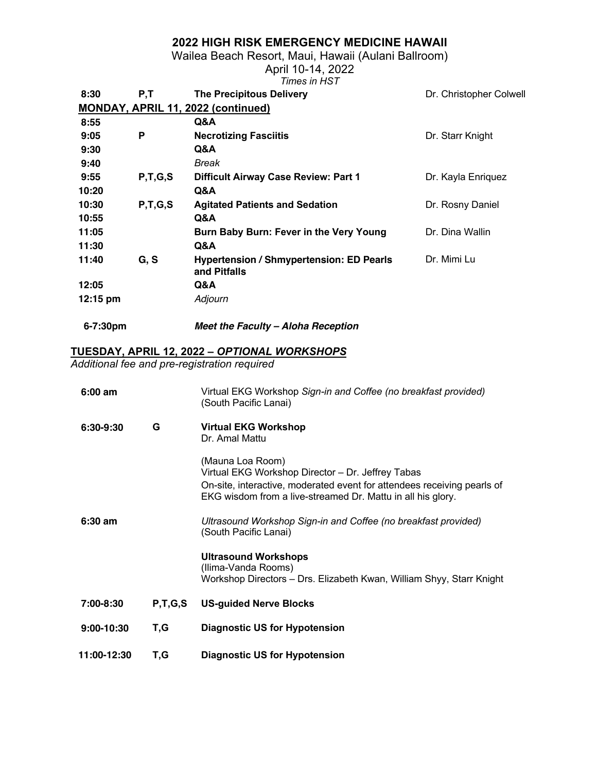# 2022 HIGH RISK EMERGENCY MEDICINE HAWAII

Wailea Beach Resort, Maui, Hawaii (Aulani Ballroom)

April 10-14, 2022

*Times in HST*

| | | | |
|---|---|---|---|
| **8:30** | **P,T** | **The Precipitous Delivery** | Dr. Christopher Colwell |

**MONDAY, APRIL 11, 2022 (continued)**

| | | | |
|---|---|---|---|
| **8:55** | | **Q&A** | |
| **9:05** | **P** | **Necrotizing Fasciitis** | Dr. Starr Knight |
| **9:30** | | **Q&A** | |
| **9:40** | | *Break* | |
| **9:55** | **P,T,G,S** | **Difficult Airway Case Review: Part 1** | Dr. Kayla Enriquez |
| **10:20** | | **Q&A** | |
| **10:30** | **P,T,G,S** | **Agitated Patients and Sedation** | Dr. Rosny Daniel |
| **10:55** | | **Q&A** | |
| **11:05** | | **Burn Baby Burn: Fever in the Very Young** | Dr. Dina Wallin |
| **11:30** | | **Q&A** | |
| **11:40** | **G, S** | **Hypertension / Shmypertension: ED Pearls and Pitfalls** | Dr. Mimi Lu |
| **12:05** | | **Q&A** | |
| **12:15 pm** | | *Adjourn* | |
| **6-7:30pm** | | ***Meet the Faculty – Aloha Reception*** | |

## TUESDAY, APRIL 12, 2022 – *OPTIONAL WORKSHOPS*

*Additional fee and pre-registration required*

| | | |
|---|---|---|
| **6:00 am** | | Virtual EKG Workshop *Sign-in and Coffee (no breakfast provided)* (South Pacific Lanai) |
| **6:30-9:30** | **G** | **Virtual EKG Workshop** Dr. Amal Mattu<br><br>(Mauna Loa Room)<br>Virtual EKG Workshop Director – Dr. Jeffrey Tabas<br>On-site, interactive, moderated event for attendees receiving pearls of EKG wisdom from a live-streamed Dr. Mattu in all his glory. |
| **6:30 am** | | *Ultrasound Workshop Sign-in and Coffee (no breakfast provided)* (South Pacific Lanai)<br><br>**Ultrasound Workshops**<br>(Ilima-Vanda Rooms)<br>Workshop Directors – Drs. Elizabeth Kwan, William Shyy, Starr Knight |
| **7:00-8:30** | **P,T,G,S** | **US-guided Nerve Blocks** |
| **9:00-10:30** | **T,G** | **Diagnostic US for Hypotension** |
| **11:00-12:30** | **T,G** | **Diagnostic US for Hypotension** |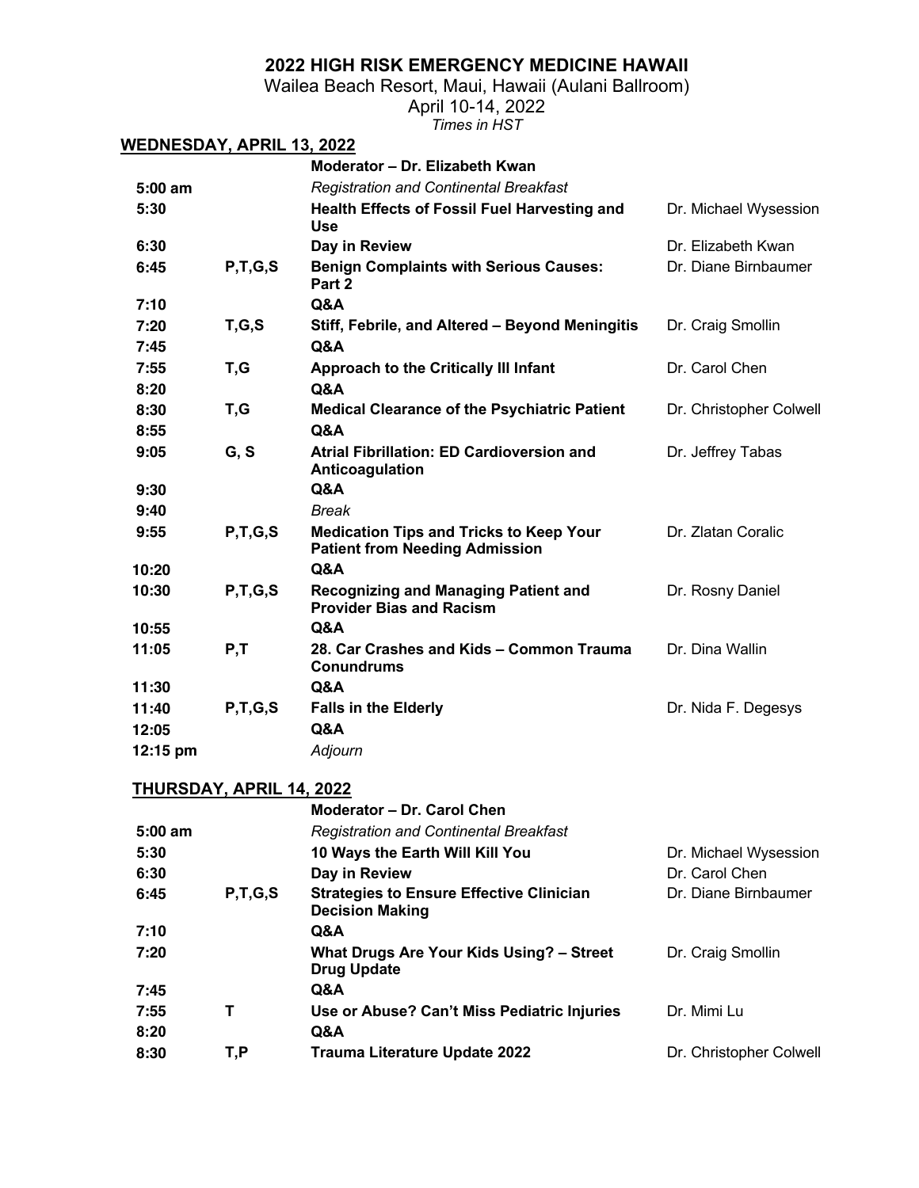# 2022 HIGH RISK EMERGENCY MEDICINE HAWAII

Wailea Beach Resort, Maui, Hawaii (Aulani Ballroom)

April 10-14, 2022

*Times in HST*

## WEDNESDAY, APRIL 13, 2022

| | | **Moderator – Dr. Elizabeth Kwan** | |
|---|---|---|---|
| **5:00 am** | | *Registration and Continental Breakfast* | |
| **5:30** | | **Health Effects of Fossil Fuel Harvesting and Use** | Dr. Michael Wysession |
| **6:30** | | **Day in Review** | Dr. Elizabeth Kwan |
| **6:45** | **P,T,G,S** | **Benign Complaints with Serious Causes: Part 2** | Dr. Diane Birnbaumer |
| **7:10** | | **Q&A** | |
| **7:20** | **T,G,S** | **Stiff, Febrile, and Altered – Beyond Meningitis** | Dr. Craig Smollin |
| **7:45** | | **Q&A** | |
| **7:55** | **T,G** | **Approach to the Critically Ill Infant** | Dr. Carol Chen |
| **8:20** | | **Q&A** | |
| **8:30** | **T,G** | **Medical Clearance of the Psychiatric Patient** | Dr. Christopher Colwell |
| **8:55** | | **Q&A** | |
| **9:05** | **G, S** | **Atrial Fibrillation: ED Cardioversion and Anticoagulation** | Dr. Jeffrey Tabas |
| **9:30** | | **Q&A** | |
| **9:40** | | *Break* | |
| **9:55** | **P,T,G,S** | **Medication Tips and Tricks to Keep Your Patient from Needing Admission** | Dr. Zlatan Coralic |
| **10:20** | | **Q&A** | |
| **10:30** | **P,T,G,S** | **Recognizing and Managing Patient and Provider Bias and Racism** | Dr. Rosny Daniel |
| **10:55** | | **Q&A** | |
| **11:05** | **P,T** | **28. Car Crashes and Kids – Common Trauma Conundrums** | Dr. Dina Wallin |
| **11:30** | | **Q&A** | |
| **11:40** | **P,T,G,S** | **Falls in the Elderly** | Dr. Nida F. Degesys |
| **12:05** | | **Q&A** | |
| **12:15 pm** | | *Adjourn* | |

## THURSDAY, APRIL 14, 2022

| | | **Moderator – Dr. Carol Chen** | |
|---|---|---|---|
| **5:00 am** | | *Registration and Continental Breakfast* | |
| **5:30** | | **10 Ways the Earth Will Kill You** | Dr. Michael Wysession |
| **6:30** | | **Day in Review** | Dr. Carol Chen |
| **6:45** | **P,T,G,S** | **Strategies to Ensure Effective Clinician Decision Making** | Dr. Diane Birnbaumer |
| **7:10** | | **Q&A** | |
| **7:20** | | **What Drugs Are Your Kids Using? – Street Drug Update** | Dr. Craig Smollin |
| **7:45** | | **Q&A** | |
| **7:55** | **T** | **Use or Abuse? Can't Miss Pediatric Injuries** | Dr. Mimi Lu |
| **8:20** | | **Q&A** | |
| **8:30** | **T,P** | **Trauma Literature Update 2022** | Dr. Christopher Colwell |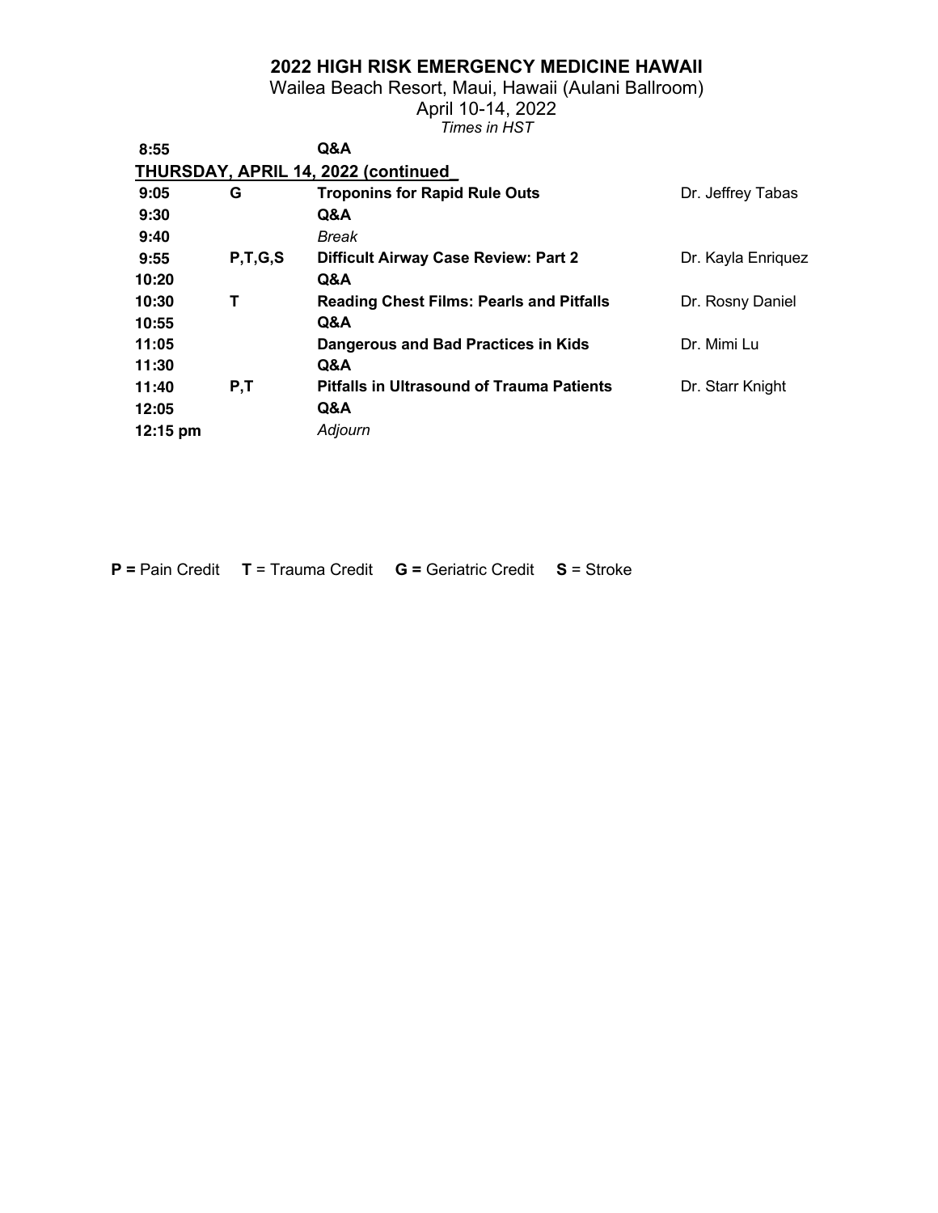# 2022 HIGH RISK EMERGENCY MEDICINE HAWAII

Wailea Beach Resort, Maui, Hawaii (Aulani Ballroom)

April 10-14, 2022

*Times in HST*

| | | | |
|---|---|---|---|
| **8:55** | | **Q&A** | |

**THURSDAY, APRIL 14, 2022 (continued_**

| | | | |
|---|---|---|---|
| **9:05** | **G** | **Troponins for Rapid Rule Outs** | Dr. Jeffrey Tabas |
| **9:30** | | **Q&A** | |
| **9:40** | | *Break* | |
| **9:55** | **P,T,G,S** | **Difficult Airway Case Review: Part 2** | Dr. Kayla Enriquez |
| **10:20** | | **Q&A** | |
| **10:30** | **T** | **Reading Chest Films: Pearls and Pitfalls** | Dr. Rosny Daniel |
| **10:55** | | **Q&A** | |
| **11:05** | | **Dangerous and Bad Practices in Kids** | Dr. Mimi Lu |
| **11:30** | | **Q&A** | |
| **11:40** | **P,T** | **Pitfalls in Ultrasound of Trauma Patients** | Dr. Starr Knight |
| **12:05** | | **Q&A** | |
| **12:15 pm** | | *Adjourn* | |

**P =** Pain Credit **T** = Trauma Credit **G =** Geriatric Credit **S** = Stroke